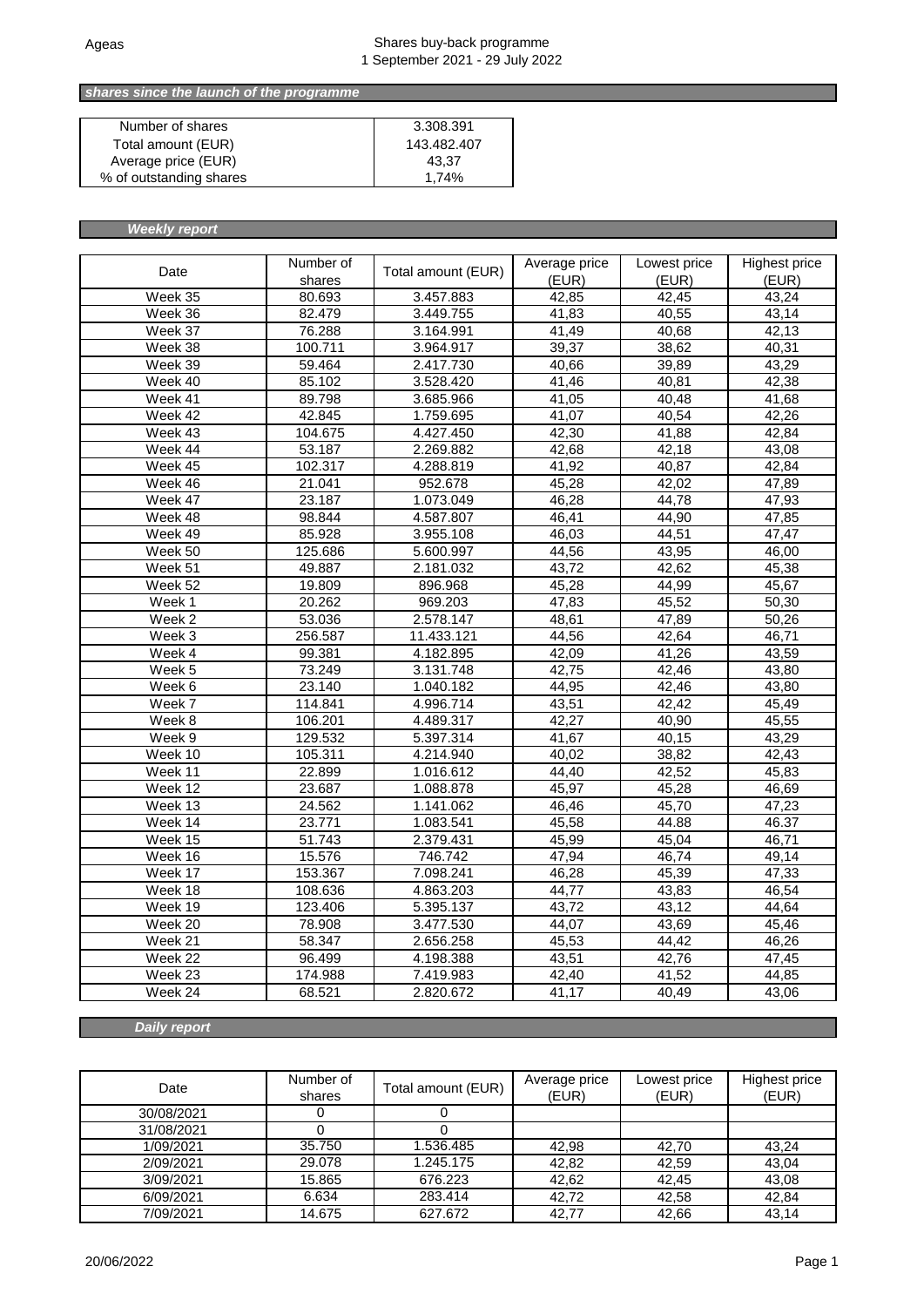Ageas

Shares buy-back programme
1 September 2021 - 29 July 2022

***shares since the launch of the programme***

| | |
|---|---|
| Number of shares | 3.308.391 |
| Total amount (EUR) | 143.482.407 |
| Average price (EUR) | 43,37 |
| % of outstanding shares | 1,74% |

***Weekly report***

| Date | Number of shares | Total amount (EUR) | Average price (EUR) | Lowest price (EUR) | Highest price (EUR) |
|---|---|---|---|---|---|
| Week 35 | 80.693 | 3.457.883 | 42,85 | 42,45 | 43,24 |
| Week 36 | 82.479 | 3.449.755 | 41,83 | 40,55 | 43,14 |
| Week 37 | 76.288 | 3.164.991 | 41,49 | 40,68 | 42,13 |
| Week 38 | 100.711 | 3.964.917 | 39,37 | 38,62 | 40,31 |
| Week 39 | 59.464 | 2.417.730 | 40,66 | 39,89 | 43,29 |
| Week 40 | 85.102 | 3.528.420 | 41,46 | 40,81 | 42,38 |
| Week 41 | 89.798 | 3.685.966 | 41,05 | 40,48 | 41,68 |
| Week 42 | 42.845 | 1.759.695 | 41,07 | 40,54 | 42,26 |
| Week 43 | 104.675 | 4.427.450 | 42,30 | 41,88 | 42,84 |
| Week 44 | 53.187 | 2.269.882 | 42,68 | 42,18 | 43,08 |
| Week 45 | 102.317 | 4.288.819 | 41,92 | 40,87 | 42,84 |
| Week 46 | 21.041 | 952.678 | 45,28 | 42,02 | 47,89 |
| Week 47 | 23.187 | 1.073.049 | 46,28 | 44,78 | 47,93 |
| Week 48 | 98.844 | 4.587.807 | 46,41 | 44,90 | 47,85 |
| Week 49 | 85.928 | 3.955.108 | 46,03 | 44,51 | 47,47 |
| Week 50 | 125.686 | 5.600.997 | 44,56 | 43,95 | 46,00 |
| Week 51 | 49.887 | 2.181.032 | 43,72 | 42,62 | 45,38 |
| Week 52 | 19.809 | 896.968 | 45,28 | 44,99 | 45,67 |
| Week 1 | 20.262 | 969.203 | 47,83 | 45,52 | 50,30 |
| Week 2 | 53.036 | 2.578.147 | 48,61 | 47,89 | 50,26 |
| Week 3 | 256.587 | 11.433.121 | 44,56 | 42,64 | 46,71 |
| Week 4 | 99.381 | 4.182.895 | 42,09 | 41,26 | 43,59 |
| Week 5 | 73.249 | 3.131.748 | 42,75 | 42,46 | 43,80 |
| Week 6 | 23.140 | 1.040.182 | 44,95 | 42,46 | 43,80 |
| Week 7 | 114.841 | 4.996.714 | 43,51 | 42,42 | 45,49 |
| Week 8 | 106.201 | 4.489.317 | 42,27 | 40,90 | 45,55 |
| Week 9 | 129.532 | 5.397.314 | 41,67 | 40,15 | 43,29 |
| Week 10 | 105.311 | 4.214.940 | 40,02 | 38,82 | 42,43 |
| Week 11 | 22.899 | 1.016.612 | 44,40 | 42,52 | 45,83 |
| Week 12 | 23.687 | 1.088.878 | 45,97 | 45,28 | 46,69 |
| Week 13 | 24.562 | 1.141.062 | 46,46 | 45,70 | 47,23 |
| Week 14 | 23.771 | 1.083.541 | 45,58 | 44.88 | 46.37 |
| Week 15 | 51.743 | 2.379.431 | 45,99 | 45,04 | 46,71 |
| Week 16 | 15.576 | 746.742 | 47,94 | 46,74 | 49,14 |
| Week 17 | 153.367 | 7.098.241 | 46,28 | 45,39 | 47,33 |
| Week 18 | 108.636 | 4.863.203 | 44,77 | 43,83 | 46,54 |
| Week 19 | 123.406 | 5.395.137 | 43,72 | 43,12 | 44,64 |
| Week 20 | 78.908 | 3.477.530 | 44,07 | 43,69 | 45,46 |
| Week 21 | 58.347 | 2.656.258 | 45,53 | 44,42 | 46,26 |
| Week 22 | 96.499 | 4.198.388 | 43,51 | 42,76 | 47,45 |
| Week 23 | 174.988 | 7.419.983 | 42,40 | 41,52 | 44,85 |
| Week 24 | 68.521 | 2.820.672 | 41,17 | 40,49 | 43,06 |

***Daily report***

| Date | Number of shares | Total amount (EUR) | Average price (EUR) | Lowest price (EUR) | Highest price (EUR) |
|---|---|---|---|---|---|
| 30/08/2021 | 0 | 0 | | | |
| 31/08/2021 | 0 | 0 | | | |
| 1/09/2021 | 35.750 | 1.536.485 | 42,98 | 42,70 | 43,24 |
| 2/09/2021 | 29.078 | 1.245.175 | 42,82 | 42,59 | 43,04 |
| 3/09/2021 | 15.865 | 676.223 | 42,62 | 42,45 | 43,08 |
| 6/09/2021 | 6.634 | 283.414 | 42,72 | 42,58 | 42,84 |
| 7/09/2021 | 14.675 | 627.672 | 42,77 | 42,66 | 43,14 |

20/06/2022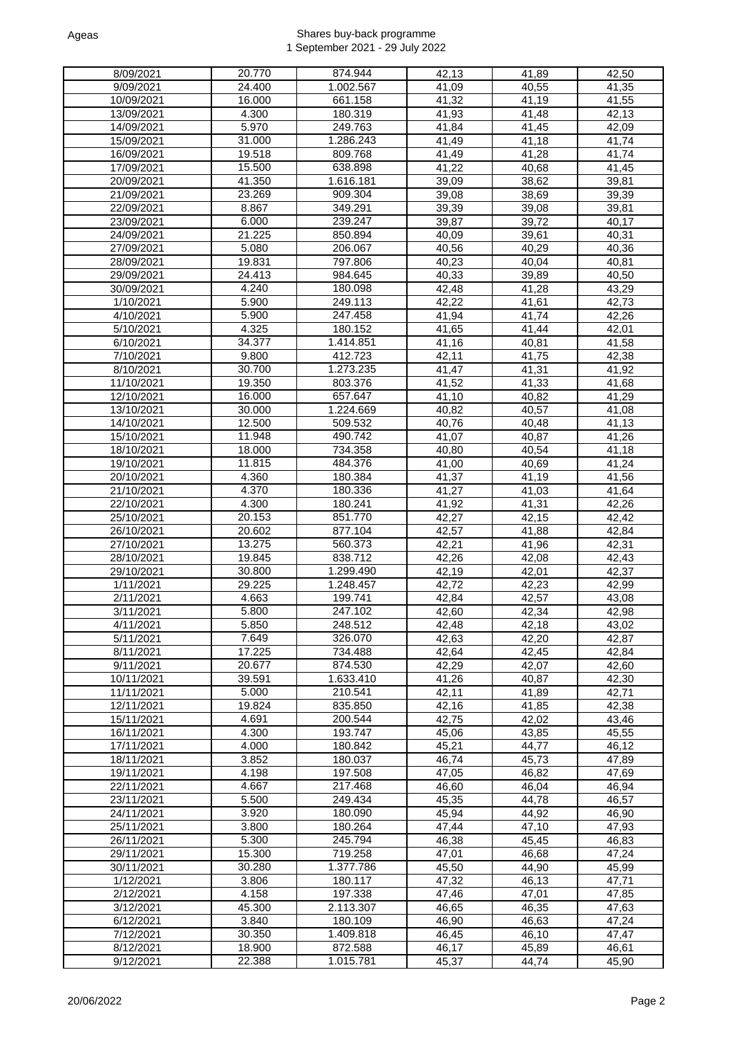| 8/09/2021 | 20.770 | 874.944 | 42,13 | 41,89 | 42,50 |
|---|---|---|---|---|---|
| 9/09/2021 | 24.400 | 1.002.567 | 41,09 | 40,55 | 41,35 |
| 10/09/2021 | 16.000 | 661.158 | 41,32 | 41,19 | 41,55 |
| 13/09/2021 | 4.300 | 180.319 | 41,93 | 41,48 | 42,13 |
| 14/09/2021 | 5.970 | 249.763 | 41,84 | 41,45 | 42,09 |
| 15/09/2021 | 31.000 | 1.286.243 | 41,49 | 41,18 | 41,74 |
| 16/09/2021 | 19.518 | 809.768 | 41,49 | 41,28 | 41,74 |
| 17/09/2021 | 15.500 | 638.898 | 41,22 | 40,68 | 41,45 |
| 20/09/2021 | 41.350 | 1.616.181 | 39,09 | 38,62 | 39,81 |
| 21/09/2021 | 23.269 | 909.304 | 39,08 | 38,69 | 39,39 |
| 22/09/2021 | 8.867 | 349.291 | 39,39 | 39,08 | 39,81 |
| 23/09/2021 | 6.000 | 239.247 | 39,87 | 39,72 | 40,17 |
| 24/09/2021 | 21.225 | 850.894 | 40,09 | 39,61 | 40,31 |
| 27/09/2021 | 5.080 | 206.067 | 40,56 | 40,29 | 40,36 |
| 28/09/2021 | 19.831 | 797.806 | 40,23 | 40,04 | 40,81 |
| 29/09/2021 | 24.413 | 984.645 | 40,33 | 39,89 | 40,50 |
| 30/09/2021 | 4.240 | 180.098 | 42,48 | 41,28 | 43,29 |
| 1/10/2021 | 5.900 | 249.113 | 42,22 | 41,61 | 42,73 |
| 4/10/2021 | 5.900 | 247.458 | 41,94 | 41,74 | 42,26 |
| 5/10/2021 | 4.325 | 180.152 | 41,65 | 41,44 | 42,01 |
| 6/10/2021 | 34.377 | 1.414.851 | 41,16 | 40,81 | 41,58 |
| 7/10/2021 | 9.800 | 412.723 | 42,11 | 41,75 | 42,38 |
| 8/10/2021 | 30.700 | 1.273.235 | 41,47 | 41,31 | 41,92 |
| 11/10/2021 | 19.350 | 803.376 | 41,52 | 41,33 | 41,68 |
| 12/10/2021 | 16.000 | 657.647 | 41,10 | 40,82 | 41,29 |
| 13/10/2021 | 30.000 | 1.224.669 | 40,82 | 40,57 | 41,08 |
| 14/10/2021 | 12.500 | 509.532 | 40,76 | 40,48 | 41,13 |
| 15/10/2021 | 11.948 | 490.742 | 41,07 | 40,87 | 41,26 |
| 18/10/2021 | 18.000 | 734.358 | 40,80 | 40,54 | 41,18 |
| 19/10/2021 | 11.815 | 484.376 | 41,00 | 40,69 | 41,24 |
| 20/10/2021 | 4.360 | 180.384 | 41,37 | 41,19 | 41,56 |
| 21/10/2021 | 4.370 | 180.336 | 41,27 | 41,03 | 41,64 |
| 22/10/2021 | 4.300 | 180.241 | 41,92 | 41,31 | 42,26 |
| 25/10/2021 | 20.153 | 851.770 | 42,27 | 42,15 | 42,42 |
| 26/10/2021 | 20.602 | 877.104 | 42,57 | 41,88 | 42,84 |
| 27/10/2021 | 13.275 | 560.373 | 42,21 | 41,96 | 42,31 |
| 28/10/2021 | 19.845 | 838.712 | 42,26 | 42,08 | 42,43 |
| 29/10/2021 | 30.800 | 1.299.490 | 42,19 | 42,01 | 42,37 |
| 1/11/2021 | 29.225 | 1.248.457 | 42,72 | 42,23 | 42,99 |
| 2/11/2021 | 4.663 | 199.741 | 42,84 | 42,57 | 43,08 |
| 3/11/2021 | 5.800 | 247.102 | 42,60 | 42,34 | 42,98 |
| 4/11/2021 | 5.850 | 248.512 | 42,48 | 42,18 | 43,02 |
| 5/11/2021 | 7.649 | 326.070 | 42,63 | 42,20 | 42,87 |
| 8/11/2021 | 17.225 | 734.488 | 42,64 | 42,45 | 42,84 |
| 9/11/2021 | 20.677 | 874.530 | 42,29 | 42,07 | 42,60 |
| 10/11/2021 | 39.591 | 1.633.410 | 41,26 | 40,87 | 42,30 |
| 11/11/2021 | 5.000 | 210.541 | 42,11 | 41,89 | 42,71 |
| 12/11/2021 | 19.824 | 835.850 | 42,16 | 41,85 | 42,38 |
| 15/11/2021 | 4.691 | 200.544 | 42,75 | 42,02 | 43,46 |
| 16/11/2021 | 4.300 | 193.747 | 45,06 | 43,85 | 45,55 |
| 17/11/2021 | 4.000 | 180.842 | 45,21 | 44,77 | 46,12 |
| 18/11/2021 | 3.852 | 180.037 | 46,74 | 45,73 | 47,89 |
| 19/11/2021 | 4.198 | 197.508 | 47,05 | 46,82 | 47,69 |
| 22/11/2021 | 4.667 | 217.468 | 46,60 | 46,04 | 46,94 |
| 23/11/2021 | 5.500 | 249.434 | 45,35 | 44,78 | 46,57 |
| 24/11/2021 | 3.920 | 180.090 | 45,94 | 44,92 | 46,90 |
| 25/11/2021 | 3.800 | 180.264 | 47,44 | 47,10 | 47,93 |
| 26/11/2021 | 5.300 | 245.794 | 46,38 | 45,45 | 46,83 |
| 29/11/2021 | 15.300 | 719.258 | 47,01 | 46,68 | 47,24 |
| 30/11/2021 | 30.280 | 1.377.786 | 45,50 | 44,90 | 45,99 |
| 1/12/2021 | 3.806 | 180.117 | 47,32 | 46,13 | 47,71 |
| 2/12/2021 | 4.158 | 197.338 | 47,46 | 47,01 | 47,85 |
| 3/12/2021 | 45.300 | 2.113.307 | 46,65 | 46,35 | 47,63 |
| 6/12/2021 | 3.840 | 180.109 | 46,90 | 46,63 | 47,24 |
| 7/12/2021 | 30.350 | 1.409.818 | 46,45 | 46,10 | 47,47 |
| 8/12/2021 | 18.900 | 872.588 | 46,17 | 45,89 | 46,61 |
| 9/12/2021 | 22.388 | 1.015.781 | 45,37 | 44,74 | 45,90 |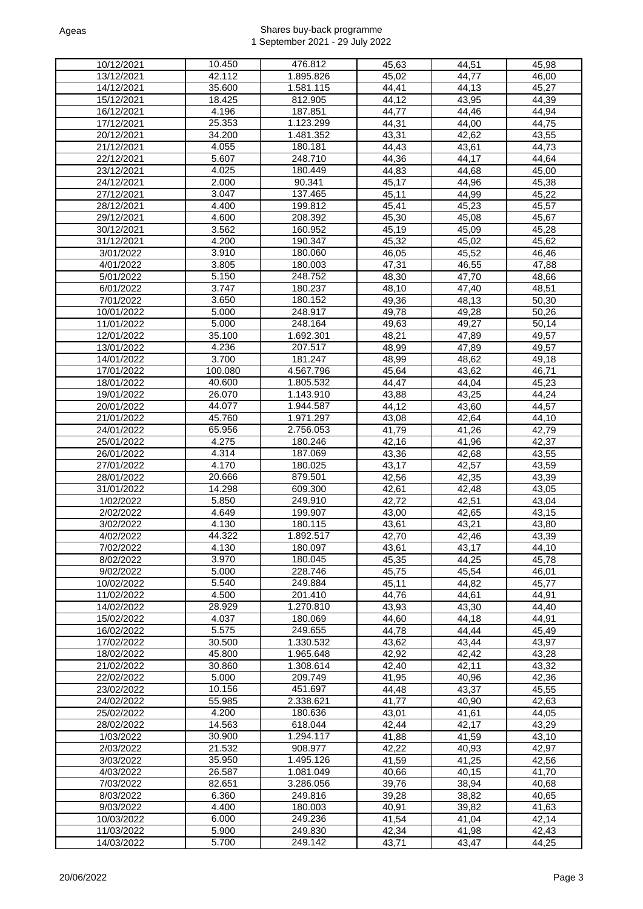| 10/12/2021 | 10.450 | 476.812 | 45,63 | 44,51 | 45,98 |
|---|---|---|---|---|---|
| 13/12/2021 | 42.112 | 1.895.826 | 45,02 | 44,77 | 46,00 |
| 14/12/2021 | 35.600 | 1.581.115 | 44,41 | 44,13 | 45,27 |
| 15/12/2021 | 18.425 | 812.905 | 44,12 | 43,95 | 44,39 |
| 16/12/2021 | 4.196 | 187.851 | 44,77 | 44,46 | 44,94 |
| 17/12/2021 | 25.353 | 1.123.299 | 44,31 | 44,00 | 44,75 |
| 20/12/2021 | 34.200 | 1.481.352 | 43,31 | 42,62 | 43,55 |
| 21/12/2021 | 4.055 | 180.181 | 44,43 | 43,61 | 44,73 |
| 22/12/2021 | 5.607 | 248.710 | 44,36 | 44,17 | 44,64 |
| 23/12/2021 | 4.025 | 180.449 | 44,83 | 44,68 | 45,00 |
| 24/12/2021 | 2.000 | 90.341 | 45,17 | 44,96 | 45,38 |
| 27/12/2021 | 3.047 | 137.465 | 45,11 | 44,99 | 45,22 |
| 28/12/2021 | 4.400 | 199.812 | 45,41 | 45,23 | 45,57 |
| 29/12/2021 | 4.600 | 208.392 | 45,30 | 45,08 | 45,67 |
| 30/12/2021 | 3.562 | 160.952 | 45,19 | 45,09 | 45,28 |
| 31/12/2021 | 4.200 | 190.347 | 45,32 | 45,02 | 45,62 |
| 3/01/2022 | 3.910 | 180.060 | 46,05 | 45,52 | 46,46 |
| 4/01/2022 | 3.805 | 180.003 | 47,31 | 46,55 | 47,88 |
| 5/01/2022 | 5.150 | 248.752 | 48,30 | 47,70 | 48,66 |
| 6/01/2022 | 3.747 | 180.237 | 48,10 | 47,40 | 48,51 |
| 7/01/2022 | 3.650 | 180.152 | 49,36 | 48,13 | 50,30 |
| 10/01/2022 | 5.000 | 248.917 | 49,78 | 49,28 | 50,26 |
| 11/01/2022 | 5.000 | 248.164 | 49,63 | 49,27 | 50,14 |
| 12/01/2022 | 35.100 | 1.692.301 | 48,21 | 47,89 | 49,57 |
| 13/01/2022 | 4.236 | 207.517 | 48,99 | 47,89 | 49,57 |
| 14/01/2022 | 3.700 | 181.247 | 48,99 | 48,62 | 49,18 |
| 17/01/2022 | 100.080 | 4.567.796 | 45,64 | 43,62 | 46,71 |
| 18/01/2022 | 40.600 | 1.805.532 | 44,47 | 44,04 | 45,23 |
| 19/01/2022 | 26.070 | 1.143.910 | 43,88 | 43,25 | 44,24 |
| 20/01/2022 | 44.077 | 1.944.587 | 44,12 | 43,60 | 44,57 |
| 21/01/2022 | 45.760 | 1.971.297 | 43,08 | 42,64 | 44,10 |
| 24/01/2022 | 65.956 | 2.756.053 | 41,79 | 41,26 | 42,79 |
| 25/01/2022 | 4.275 | 180.246 | 42,16 | 41,96 | 42,37 |
| 26/01/2022 | 4.314 | 187.069 | 43,36 | 42,68 | 43,55 |
| 27/01/2022 | 4.170 | 180.025 | 43,17 | 42,57 | 43,59 |
| 28/01/2022 | 20.666 | 879.501 | 42,56 | 42,35 | 43,39 |
| 31/01/2022 | 14.298 | 609.300 | 42,61 | 42,48 | 43,05 |
| 1/02/2022 | 5.850 | 249.910 | 42,72 | 42,51 | 43,04 |
| 2/02/2022 | 4.649 | 199.907 | 43,00 | 42,65 | 43,15 |
| 3/02/2022 | 4.130 | 180.115 | 43,61 | 43,21 | 43,80 |
| 4/02/2022 | 44.322 | 1.892.517 | 42,70 | 42,46 | 43,39 |
| 7/02/2022 | 4.130 | 180.097 | 43,61 | 43,17 | 44,10 |
| 8/02/2022 | 3.970 | 180.045 | 45,35 | 44,25 | 45,78 |
| 9/02/2022 | 5.000 | 228.746 | 45,75 | 45,54 | 46,01 |
| 10/02/2022 | 5.540 | 249.884 | 45,11 | 44,82 | 45,77 |
| 11/02/2022 | 4.500 | 201.410 | 44,76 | 44,61 | 44,91 |
| 14/02/2022 | 28.929 | 1.270.810 | 43,93 | 43,30 | 44,40 |
| 15/02/2022 | 4.037 | 180.069 | 44,60 | 44,18 | 44,91 |
| 16/02/2022 | 5.575 | 249.655 | 44,78 | 44,44 | 45,49 |
| 17/02/2022 | 30.500 | 1.330.532 | 43,62 | 43,44 | 43,97 |
| 18/02/2022 | 45.800 | 1.965.648 | 42,92 | 42,42 | 43,28 |
| 21/02/2022 | 30.860 | 1.308.614 | 42,40 | 42,11 | 43,32 |
| 22/02/2022 | 5.000 | 209.749 | 41,95 | 40,96 | 42,36 |
| 23/02/2022 | 10.156 | 451.697 | 44,48 | 43,37 | 45,55 |
| 24/02/2022 | 55.985 | 2.338.621 | 41,77 | 40,90 | 42,63 |
| 25/02/2022 | 4.200 | 180.636 | 43,01 | 41,61 | 44,05 |
| 28/02/2022 | 14.563 | 618.044 | 42,44 | 42,17 | 43,29 |
| 1/03/2022 | 30.900 | 1.294.117 | 41,88 | 41,59 | 43,10 |
| 2/03/2022 | 21.532 | 908.977 | 42,22 | 40,93 | 42,97 |
| 3/03/2022 | 35.950 | 1.495.126 | 41,59 | 41,25 | 42,56 |
| 4/03/2022 | 26.587 | 1.081.049 | 40,66 | 40,15 | 41,70 |
| 7/03/2022 | 82.651 | 3.286.056 | 39,76 | 38,94 | 40,68 |
| 8/03/2022 | 6.360 | 249.816 | 39,28 | 38,82 | 40,65 |
| 9/03/2022 | 4.400 | 180.003 | 40,91 | 39,82 | 41,63 |
| 10/03/2022 | 6.000 | 249.236 | 41,54 | 41,04 | 42,14 |
| 11/03/2022 | 5.900 | 249.830 | 42,34 | 41,98 | 42,43 |
| 14/03/2022 | 5.700 | 249.142 | 43,71 | 43,47 | 44,25 |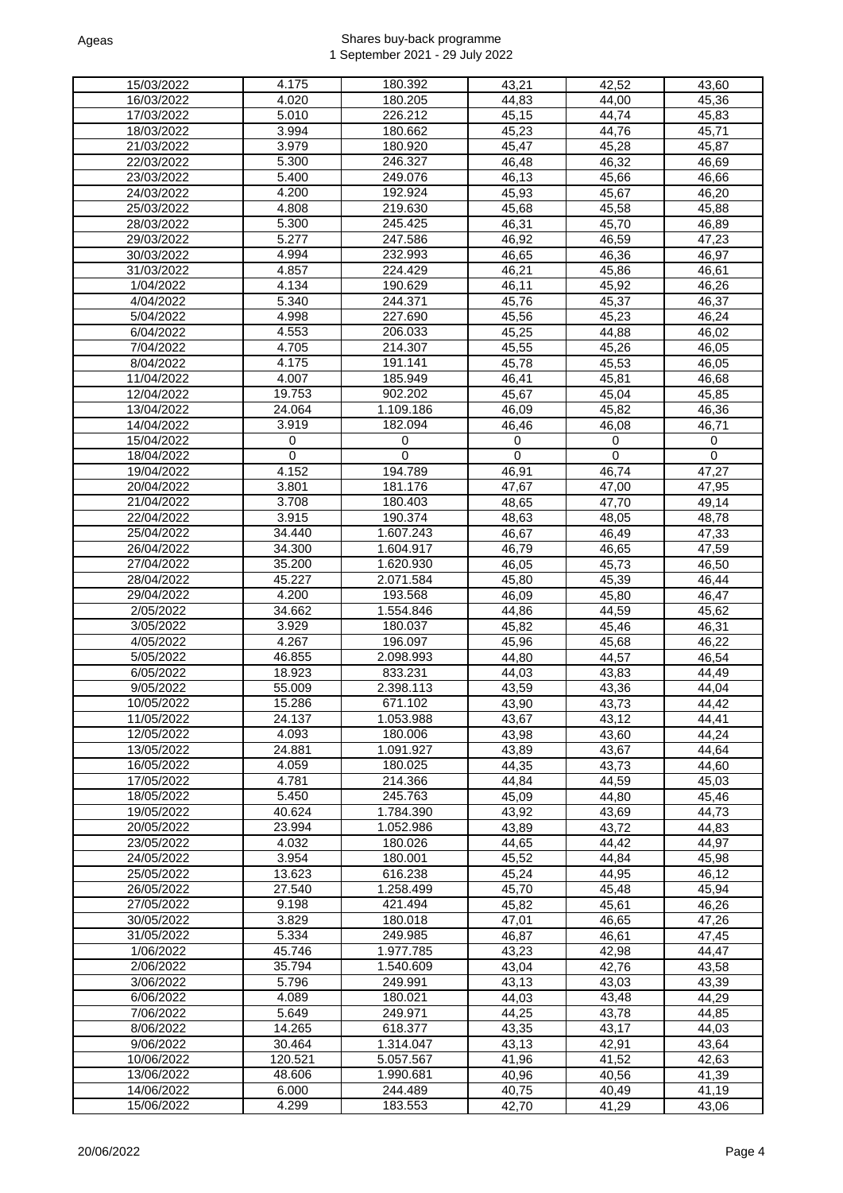| | | | | | |
|---|---|---|---|---|---|
| 15/03/2022 | 4.175 | 180.392 | 43,21 | 42,52 | 43,60 |
| 16/03/2022 | 4.020 | 180.205 | 44,83 | 44,00 | 45,36 |
| 17/03/2022 | 5.010 | 226.212 | 45,15 | 44,74 | 45,83 |
| 18/03/2022 | 3.994 | 180.662 | 45,23 | 44,76 | 45,71 |
| 21/03/2022 | 3.979 | 180.920 | 45,47 | 45,28 | 45,87 |
| 22/03/2022 | 5.300 | 246.327 | 46,48 | 46,32 | 46,69 |
| 23/03/2022 | 5.400 | 249.076 | 46,13 | 45,66 | 46,66 |
| 24/03/2022 | 4.200 | 192.924 | 45,93 | 45,67 | 46,20 |
| 25/03/2022 | 4.808 | 219.630 | 45,68 | 45,58 | 45,88 |
| 28/03/2022 | 5.300 | 245.425 | 46,31 | 45,70 | 46,89 |
| 29/03/2022 | 5.277 | 247.586 | 46,92 | 46,59 | 47,23 |
| 30/03/2022 | 4.994 | 232.993 | 46,65 | 46,36 | 46,97 |
| 31/03/2022 | 4.857 | 224.429 | 46,21 | 45,86 | 46,61 |
| 1/04/2022 | 4.134 | 190.629 | 46,11 | 45,92 | 46,26 |
| 4/04/2022 | 5.340 | 244.371 | 45,76 | 45,37 | 46,37 |
| 5/04/2022 | 4.998 | 227.690 | 45,56 | 45,23 | 46,24 |
| 6/04/2022 | 4.553 | 206.033 | 45,25 | 44,88 | 46,02 |
| 7/04/2022 | 4.705 | 214.307 | 45,55 | 45,26 | 46,05 |
| 8/04/2022 | 4.175 | 191.141 | 45,78 | 45,53 | 46,05 |
| 11/04/2022 | 4.007 | 185.949 | 46,41 | 45,81 | 46,68 |
| 12/04/2022 | 19.753 | 902.202 | 45,67 | 45,04 | 45,85 |
| 13/04/2022 | 24.064 | 1.109.186 | 46,09 | 45,82 | 46,36 |
| 14/04/2022 | 3.919 | 182.094 | 46,46 | 46,08 | 46,71 |
| 15/04/2022 | 0 | 0 | 0 | 0 | 0 |
| 18/04/2022 | 0 | 0 | 0 | 0 | 0 |
| 19/04/2022 | 4.152 | 194.789 | 46,91 | 46,74 | 47,27 |
| 20/04/2022 | 3.801 | 181.176 | 47,67 | 47,00 | 47,95 |
| 21/04/2022 | 3.708 | 180.403 | 48,65 | 47,70 | 49,14 |
| 22/04/2022 | 3.915 | 190.374 | 48,63 | 48,05 | 48,78 |
| 25/04/2022 | 34.440 | 1.607.243 | 46,67 | 46,49 | 47,33 |
| 26/04/2022 | 34.300 | 1.604.917 | 46,79 | 46,65 | 47,59 |
| 27/04/2022 | 35.200 | 1.620.930 | 46,05 | 45,73 | 46,50 |
| 28/04/2022 | 45.227 | 2.071.584 | 45,80 | 45,39 | 46,44 |
| 29/04/2022 | 4.200 | 193.568 | 46,09 | 45,80 | 46,47 |
| 2/05/2022 | 34.662 | 1.554.846 | 44,86 | 44,59 | 45,62 |
| 3/05/2022 | 3.929 | 180.037 | 45,82 | 45,46 | 46,31 |
| 4/05/2022 | 4.267 | 196.097 | 45,96 | 45,68 | 46,22 |
| 5/05/2022 | 46.855 | 2.098.993 | 44,80 | 44,57 | 46,54 |
| 6/05/2022 | 18.923 | 833.231 | 44,03 | 43,83 | 44,49 |
| 9/05/2022 | 55.009 | 2.398.113 | 43,59 | 43,36 | 44,04 |
| 10/05/2022 | 15.286 | 671.102 | 43,90 | 43,73 | 44,42 |
| 11/05/2022 | 24.137 | 1.053.988 | 43,67 | 43,12 | 44,41 |
| 12/05/2022 | 4.093 | 180.006 | 43,98 | 43,60 | 44,24 |
| 13/05/2022 | 24.881 | 1.091.927 | 43,89 | 43,67 | 44,64 |
| 16/05/2022 | 4.059 | 180.025 | 44,35 | 43,73 | 44,60 |
| 17/05/2022 | 4.781 | 214.366 | 44,84 | 44,59 | 45,03 |
| 18/05/2022 | 5.450 | 245.763 | 45,09 | 44,80 | 45,46 |
| 19/05/2022 | 40.624 | 1.784.390 | 43,92 | 43,69 | 44,73 |
| 20/05/2022 | 23.994 | 1.052.986 | 43,89 | 43,72 | 44,83 |
| 23/05/2022 | 4.032 | 180.026 | 44,65 | 44,42 | 44,97 |
| 24/05/2022 | 3.954 | 180.001 | 45,52 | 44,84 | 45,98 |
| 25/05/2022 | 13.623 | 616.238 | 45,24 | 44,95 | 46,12 |
| 26/05/2022 | 27.540 | 1.258.499 | 45,70 | 45,48 | 45,94 |
| 27/05/2022 | 9.198 | 421.494 | 45,82 | 45,61 | 46,26 |
| 30/05/2022 | 3.829 | 180.018 | 47,01 | 46,65 | 47,26 |
| 31/05/2022 | 5.334 | 249.985 | 46,87 | 46,61 | 47,45 |
| 1/06/2022 | 45.746 | 1.977.785 | 43,23 | 42,98 | 44,47 |
| 2/06/2022 | 35.794 | 1.540.609 | 43,04 | 42,76 | 43,58 |
| 3/06/2022 | 5.796 | 249.991 | 43,13 | 43,03 | 43,39 |
| 6/06/2022 | 4.089 | 180.021 | 44,03 | 43,48 | 44,29 |
| 7/06/2022 | 5.649 | 249.971 | 44,25 | 43,78 | 44,85 |
| 8/06/2022 | 14.265 | 618.377 | 43,35 | 43,17 | 44,03 |
| 9/06/2022 | 30.464 | 1.314.047 | 43,13 | 42,91 | 43,64 |
| 10/06/2022 | 120.521 | 5.057.567 | 41,96 | 41,52 | 42,63 |
| 13/06/2022 | 48.606 | 1.990.681 | 40,96 | 40,56 | 41,39 |
| 14/06/2022 | 6.000 | 244.489 | 40,75 | 40,49 | 41,19 |
| 15/06/2022 | 4.299 | 183.553 | 42,70 | 41,29 | 43,06 |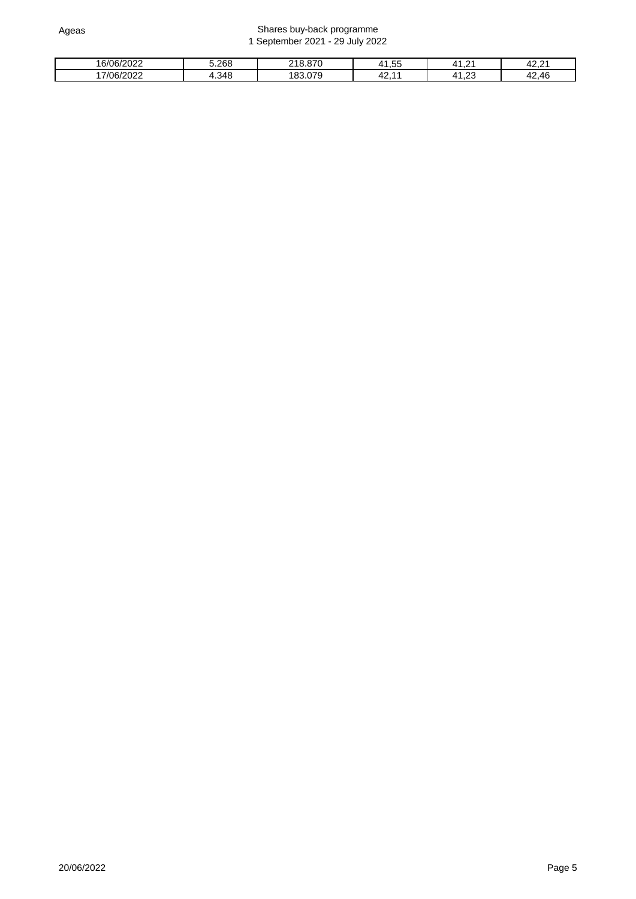| | | | | | |
|---|---|---|---|---|---|
| 16/06/2022 | 5.268 | 218.870 | 41,55 | 41,21 | 42,21 |
| 17/06/2022 | 4.348 | 183.079 | 42,11 | 41,23 | 42,46 |